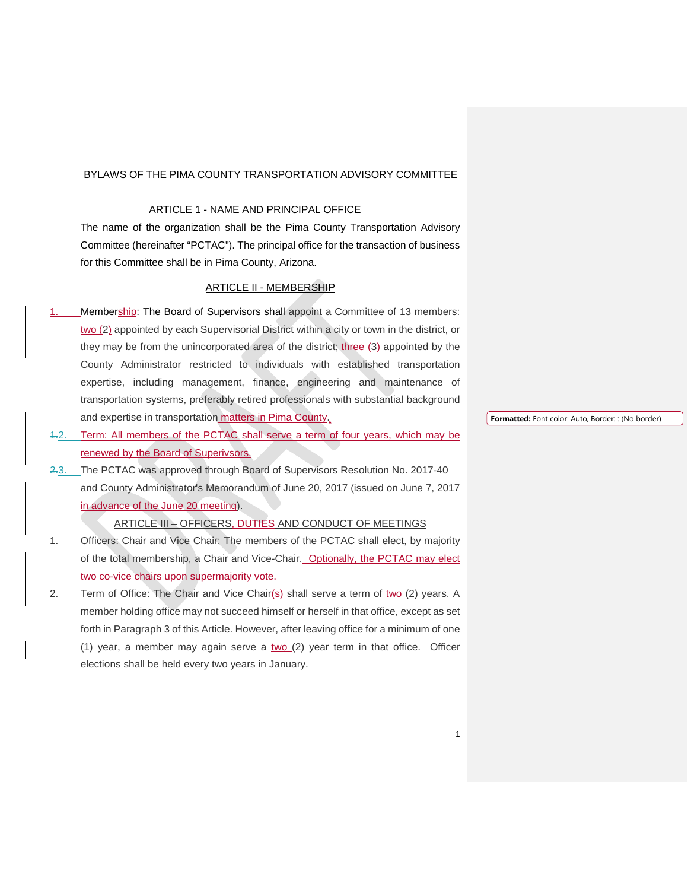BYLAWS OF THE PIMA COUNTY TRANSPORTATION ADVISORY COMMITTEE

## ARTICLE 1 - NAME AND PRINCIPAL OFFICE

The name of the organization shall be the Pima County Transportation Advisory Committee (hereinafter "PCTAC"). The principal office for the transaction of business for this Committee shall be in Pima County, Arizona.

## ARTICLE II - MEMBERSHIP

1. Membership: The Board of Supervisors shall appoint a Committee of 13 members: two (2) appointed by each Supervisorial District within a city or town in the district, or they may be from the unincorporated area of the district; three (3) appointed by the County Administrator restricted to individuals with established transportation expertise, including management, finance, engineering and maintenance of transportation systems, preferably retired professionals with substantial background and expertise in transportation matters in Pima County.

2. Term: All members of the PCTAC shall serve a term of four years, which may be renewed by the Board of Superivsors.

3. The PCTAC was approved through Board of Supervisors Resolution No. 2017-40 and County Administrator's Memorandum of June 20, 2017 (issued on June 7, 2017 in advance of the June 20 meeting).

## ARTICLE III – OFFICERS, DUTIES AND CONDUCT OF MEETINGS

1. Officers: Chair and Vice Chair: The members of the PCTAC shall elect, by majority of the total membership, a Chair and Vice-Chair. Optionally, the PCTAC may elect two co-vice chairs upon supermajority vote.

2. Term of Office: The Chair and Vice Chair(s) shall serve a term of two (2) years. A member holding office may not succeed himself or herself in that office, except as set forth in Paragraph 3 of this Article. However, after leaving office for a minimum of one (1) year, a member may again serve a two (2) year term in that office. Officer elections shall be held every two years in January.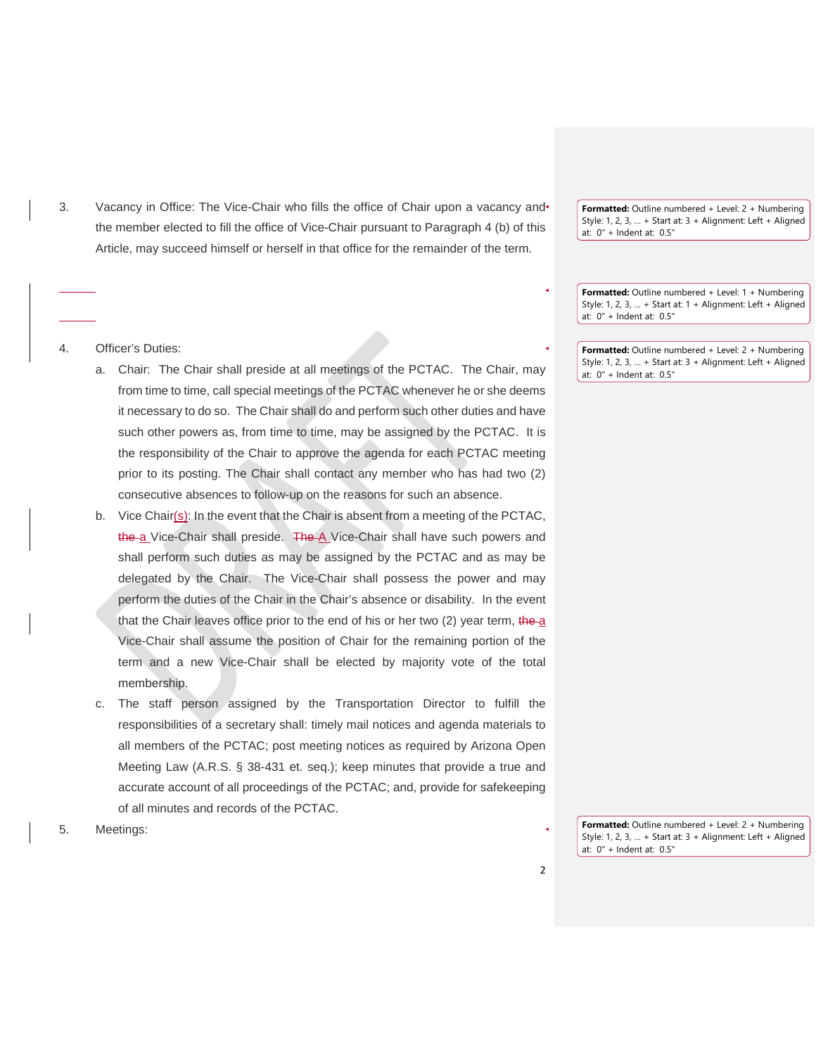3. Vacancy in Office: The Vice-Chair who fills the office of Chair upon a vacancy and the member elected to fill the office of Vice-Chair pursuant to Paragraph 4 (b) of this Article, may succeed himself or herself in that office for the remainder of the term.

4. Officer's Duties:

   a. Chair: The Chair shall preside at all meetings of the PCTAC. The Chair, may from time to time, call special meetings of the PCTAC whenever he or she deems it necessary to do so. The Chair shall do and perform such other duties and have such other powers as, from time to time, may be assigned by the PCTAC. It is the responsibility of the Chair to approve the agenda for each PCTAC meeting prior to its posting. The Chair shall contact any member who has had two (2) consecutive absences to follow-up on the reasons for such an absence.

   b. Vice Chair(s): In the event that the Chair is absent from a meeting of the PCTAC, ~~the~~ a Vice-Chair shall preside. ~~The~~ A Vice-Chair shall have such powers and shall perform such duties as may be assigned by the PCTAC and as may be delegated by the Chair. The Vice-Chair shall possess the power and may perform the duties of the Chair in the Chair's absence or disability. In the event that the Chair leaves office prior to the end of his or her two (2) year term, ~~the~~ a Vice-Chair shall assume the position of Chair for the remaining portion of the term and a new Vice-Chair shall be elected by majority vote of the total membership.

   c. The staff person assigned by the Transportation Director to fulfill the responsibilities of a secretary shall: timely mail notices and agenda materials to all members of the PCTAC; post meeting notices as required by Arizona Open Meeting Law (A.R.S. § 38-431 et. seq.); keep minutes that provide a true and accurate account of all proceedings of the PCTAC; and, provide for safekeeping of all minutes and records of the PCTAC.

5. Meetings: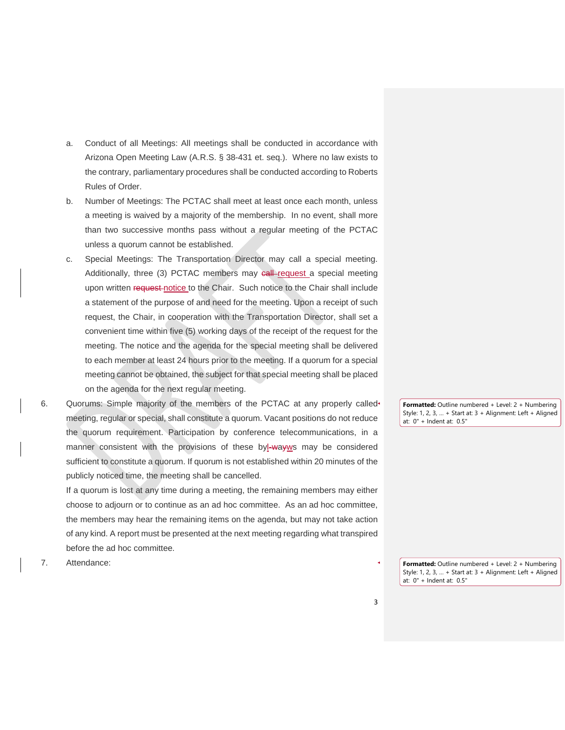a. Conduct of all Meetings: All meetings shall be conducted in accordance with Arizona Open Meeting Law (A.R.S. § 38-431 et. seq.). Where no law exists to the contrary, parliamentary procedures shall be conducted according to Roberts Rules of Order.

b. Number of Meetings: The PCTAC shall meet at least once each month, unless a meeting is waived by a majority of the membership. In no event, shall more than two successive months pass without a regular meeting of the PCTAC unless a quorum cannot be established.

c. Special Meetings: The Transportation Director may call a special meeting. Additionally, three (3) PCTAC members may ~~call~~ request a special meeting upon written ~~request~~ notice to the Chair. Such notice to the Chair shall include a statement of the purpose of and need for the meeting. Upon a receipt of such request, the Chair, in cooperation with the Transportation Director, shall set a convenient time within five (5) working days of the receipt of the request for the meeting. The notice and the agenda for the special meeting shall be delivered to each member at least 24 hours prior to the meeting. If a quorum for a special meeting cannot be obtained, the subject for that special meeting shall be placed on the agenda for the next regular meeting.

6. Quorums: Simple majority of the members of the PCTAC at any properly called meeting, regular or special, shall constitute a quorum. Vacant positions do not reduce the quorum requirement. Participation by conference telecommunications, in a manner consistent with the provisions of these bylaws may be considered sufficient to constitute a quorum. If quorum is not established within 20 minutes of the publicly noticed time, the meeting shall be cancelled.

   If a quorum is lost at any time during a meeting, the remaining members may either choose to adjourn or to continue as an ad hoc committee. As an ad hoc committee, the members may hear the remaining items on the agenda, but may not take action of any kind. A report must be presented at the next meeting regarding what transpired before the ad hoc committee.

7. Attendance: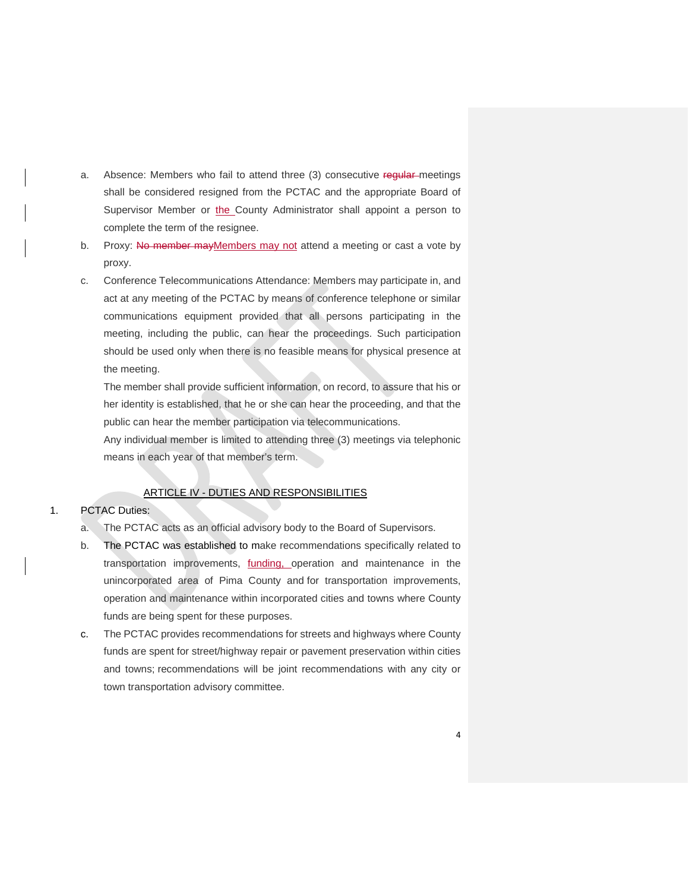a. Absence: Members who fail to attend three (3) consecutive ~~regular~~ meetings shall be considered resigned from the PCTAC and the appropriate Board of Supervisor Member or the County Administrator shall appoint a person to complete the term of the resignee.

b. Proxy: ~~No member may~~Members may not attend a meeting or cast a vote by proxy.

c. Conference Telecommunications Attendance: Members may participate in, and act at any meeting of the PCTAC by means of conference telephone or similar communications equipment provided that all persons participating in the meeting, including the public, can hear the proceedings. Such participation should be used only when there is no feasible means for physical presence at the meeting.

   The member shall provide sufficient information, on record, to assure that his or her identity is established, that he or she can hear the proceeding, and that the public can hear the member participation via telecommunications.

   Any individual member is limited to attending three (3) meetings via telephonic means in each year of that member's term.

## ARTICLE IV - DUTIES AND RESPONSIBILITIES

1. PCTAC Duties:

   a. The PCTAC acts as an official advisory body to the Board of Supervisors.

   b. The PCTAC was established to make recommendations specifically related to transportation improvements, funding, operation and maintenance in the unincorporated area of Pima County and for transportation improvements, operation and maintenance within incorporated cities and towns where County funds are being spent for these purposes.

   c. The PCTAC provides recommendations for streets and highways where County funds are spent for street/highway repair or pavement preservation within cities and towns; recommendations will be joint recommendations with any city or town transportation advisory committee.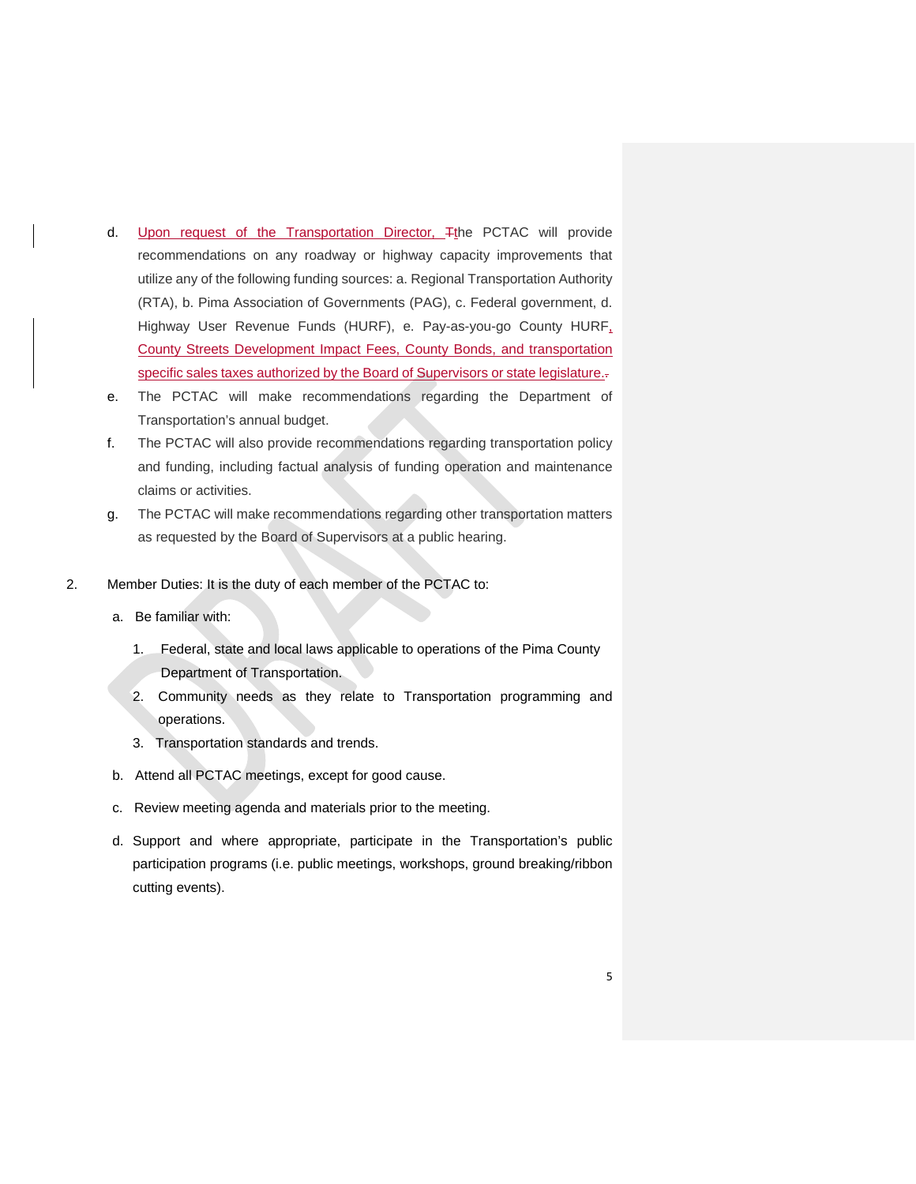d. Upon request of the Transportation Director, Tthe PCTAC will provide recommendations on any roadway or highway capacity improvements that utilize any of the following funding sources: a. Regional Transportation Authority (RTA), b. Pima Association of Governments (PAG), c. Federal government, d. Highway User Revenue Funds (HURF), e. Pay-as-you-go County HURF, County Streets Development Impact Fees, County Bonds, and transportation specific sales taxes authorized by the Board of Supervisors or state legislature..

e. The PCTAC will make recommendations regarding the Department of Transportation's annual budget.

f. The PCTAC will also provide recommendations regarding transportation policy and funding, including factual analysis of funding operation and maintenance claims or activities.

g. The PCTAC will make recommendations regarding other transportation matters as requested by the Board of Supervisors at a public hearing.

2. Member Duties: It is the duty of each member of the PCTAC to:

   a. Be familiar with:

      1. Federal, state and local laws applicable to operations of the Pima County Department of Transportation.
      2. Community needs as they relate to Transportation programming and operations.
      3. Transportation standards and trends.

   b. Attend all PCTAC meetings, except for good cause.

   c. Review meeting agenda and materials prior to the meeting.

   d. Support and where appropriate, participate in the Transportation's public participation programs (i.e. public meetings, workshops, ground breaking/ribbon cutting events).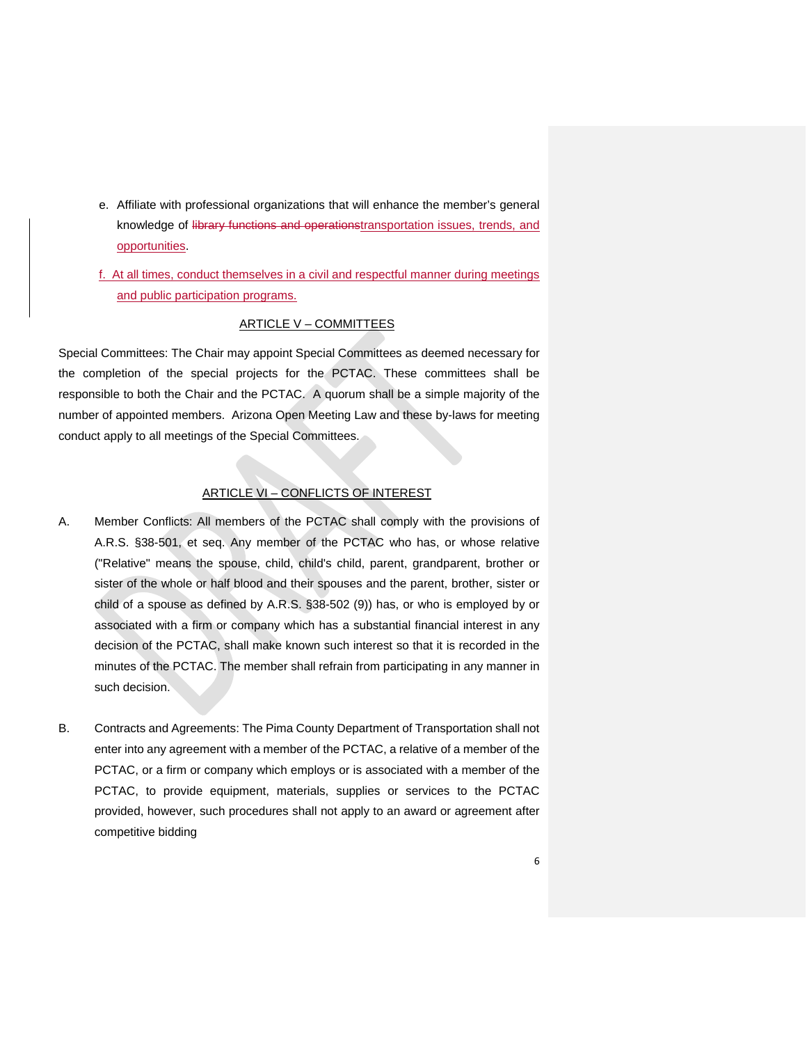e. Affiliate with professional organizations that will enhance the member's general knowledge of ~~library functions and operations~~transportation issues, trends, and opportunities.

f. At all times, conduct themselves in a civil and respectful manner during meetings and public participation programs.

## ARTICLE V – COMMITTEES

Special Committees: The Chair may appoint Special Committees as deemed necessary for the completion of the special projects for the PCTAC. These committees shall be responsible to both the Chair and the PCTAC. A quorum shall be a simple majority of the number of appointed members. Arizona Open Meeting Law and these by-laws for meeting conduct apply to all meetings of the Special Committees.

## ARTICLE VI – CONFLICTS OF INTEREST

A. Member Conflicts: All members of the PCTAC shall comply with the provisions of A.R.S. §38-501, et seq. Any member of the PCTAC who has, or whose relative ("Relative" means the spouse, child, child's child, parent, grandparent, brother or sister of the whole or half blood and their spouses and the parent, brother, sister or child of a spouse as defined by A.R.S. §38-502 (9)) has, or who is employed by or associated with a firm or company which has a substantial financial interest in any decision of the PCTAC, shall make known such interest so that it is recorded in the minutes of the PCTAC. The member shall refrain from participating in any manner in such decision.

B. Contracts and Agreements: The Pima County Department of Transportation shall not enter into any agreement with a member of the PCTAC, a relative of a member of the PCTAC, or a firm or company which employs or is associated with a member of the PCTAC, to provide equipment, materials, supplies or services to the PCTAC provided, however, such procedures shall not apply to an award or agreement after competitive bidding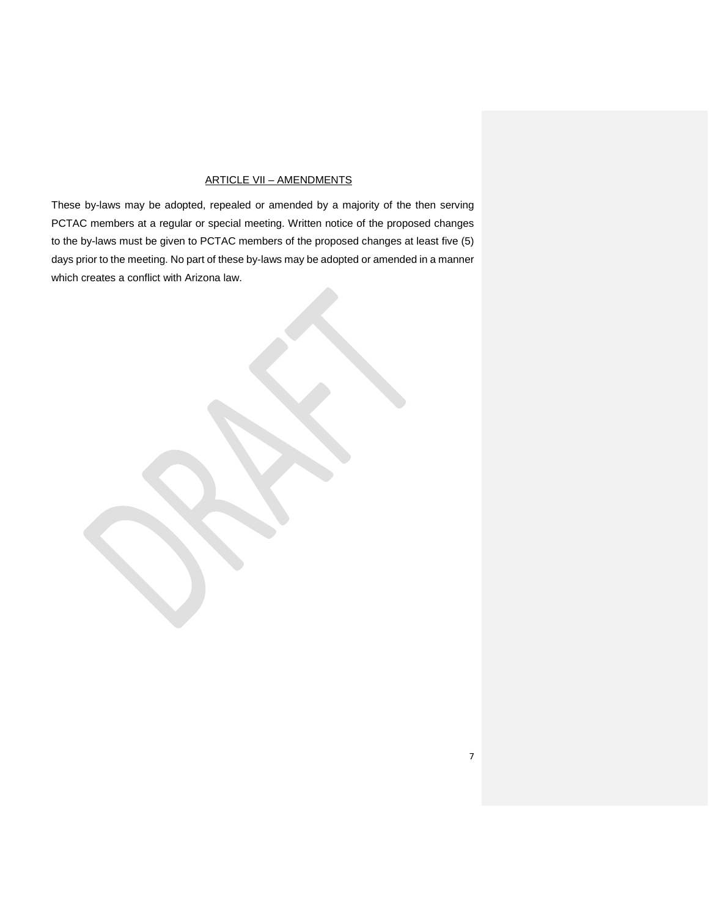## ARTICLE VII – AMENDMENTS

These by-laws may be adopted, repealed or amended by a majority of the then serving PCTAC members at a regular or special meeting. Written notice of the proposed changes to the by-laws must be given to PCTAC members of the proposed changes at least five (5) days prior to the meeting. No part of these by-laws may be adopted or amended in a manner which creates a conflict with Arizona law.